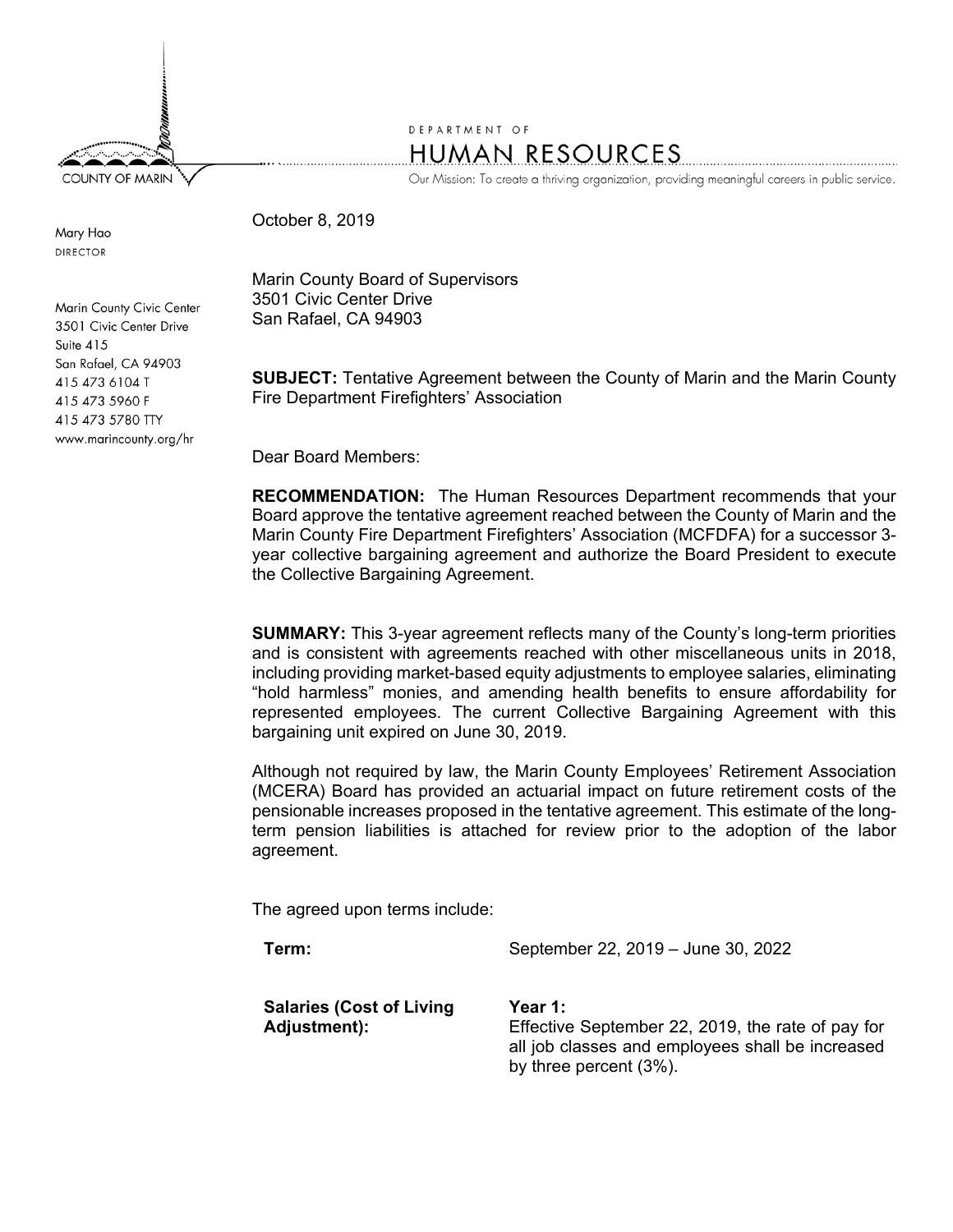COUNTY OF MARIN

DEPARTMENT OF

# HUMAN RESOURCES

Our Mission: To create a thriving organization, providing meaningful careers in public service.

Mary Hao
DIRECTOR

Marin County Civic Center
3501 Civic Center Drive
Suite 415
San Rafael, CA 94903
415 473 6104 T
415 473 5960 F
415 473 5780 TTY
www.marincounty.org/hr

October 8, 2019

Marin County Board of Supervisors
3501 Civic Center Drive
San Rafael, CA 94903

**SUBJECT:** Tentative Agreement between the County of Marin and the Marin County Fire Department Firefighters' Association

Dear Board Members:

**RECOMMENDATION:** The Human Resources Department recommends that your Board approve the tentative agreement reached between the County of Marin and the Marin County Fire Department Firefighters' Association (MCFDFA) for a successor 3-year collective bargaining agreement and authorize the Board President to execute the Collective Bargaining Agreement.

**SUMMARY:** This 3-year agreement reflects many of the County's long-term priorities and is consistent with agreements reached with other miscellaneous units in 2018, including providing market-based equity adjustments to employee salaries, eliminating "hold harmless" monies, and amending health benefits to ensure affordability for represented employees. The current Collective Bargaining Agreement with this bargaining unit expired on June 30, 2019.

Although not required by law, the Marin County Employees' Retirement Association (MCERA) Board has provided an actuarial impact on future retirement costs of the pensionable increases proposed in the tentative agreement. This estimate of the long-term pension liabilities is attached for review prior to the adoption of the labor agreement.

The agreed upon terms include:

**Term:** September 22, 2019 – June 30, 2022

**Salaries (Cost of Living Adjustment):**

**Year 1:**
Effective September 22, 2019, the rate of pay for all job classes and employees shall be increased by three percent (3%).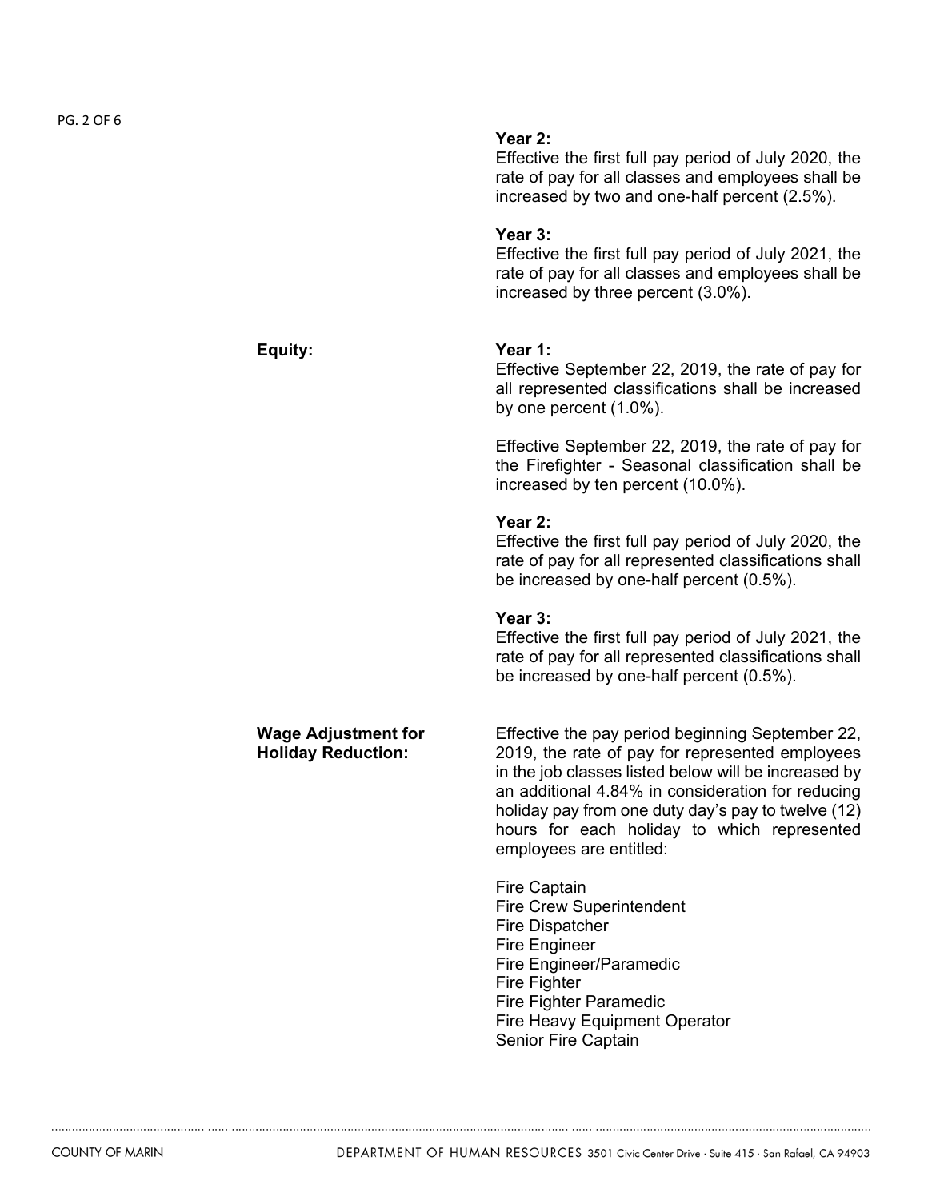**Year 2:**
Effective the first full pay period of July 2020, the rate of pay for all classes and employees shall be increased by two and one-half percent (2.5%).

**Year 3:**
Effective the first full pay period of July 2021, the rate of pay for all classes and employees shall be increased by three percent (3.0%).

**Equity:**

**Year 1:**
Effective September 22, 2019, the rate of pay for all represented classifications shall be increased by one percent (1.0%).

Effective September 22, 2019, the rate of pay for the Firefighter - Seasonal classification shall be increased by ten percent (10.0%).

**Year 2:**
Effective the first full pay period of July 2020, the rate of pay for all represented classifications shall be increased by one-half percent (0.5%).

**Year 3:**
Effective the first full pay period of July 2021, the rate of pay for all represented classifications shall be increased by one-half percent (0.5%).

**Wage Adjustment for Holiday Reduction:**

Effective the pay period beginning September 22, 2019, the rate of pay for represented employees in the job classes listed below will be increased by an additional 4.84% in consideration for reducing holiday pay from one duty day's pay to twelve (12) hours for each holiday to which represented employees are entitled:

Fire Captain
Fire Crew Superintendent
Fire Dispatcher
Fire Engineer
Fire Engineer/Paramedic
Fire Fighter
Fire Fighter Paramedic
Fire Heavy Equipment Operator
Senior Fire Captain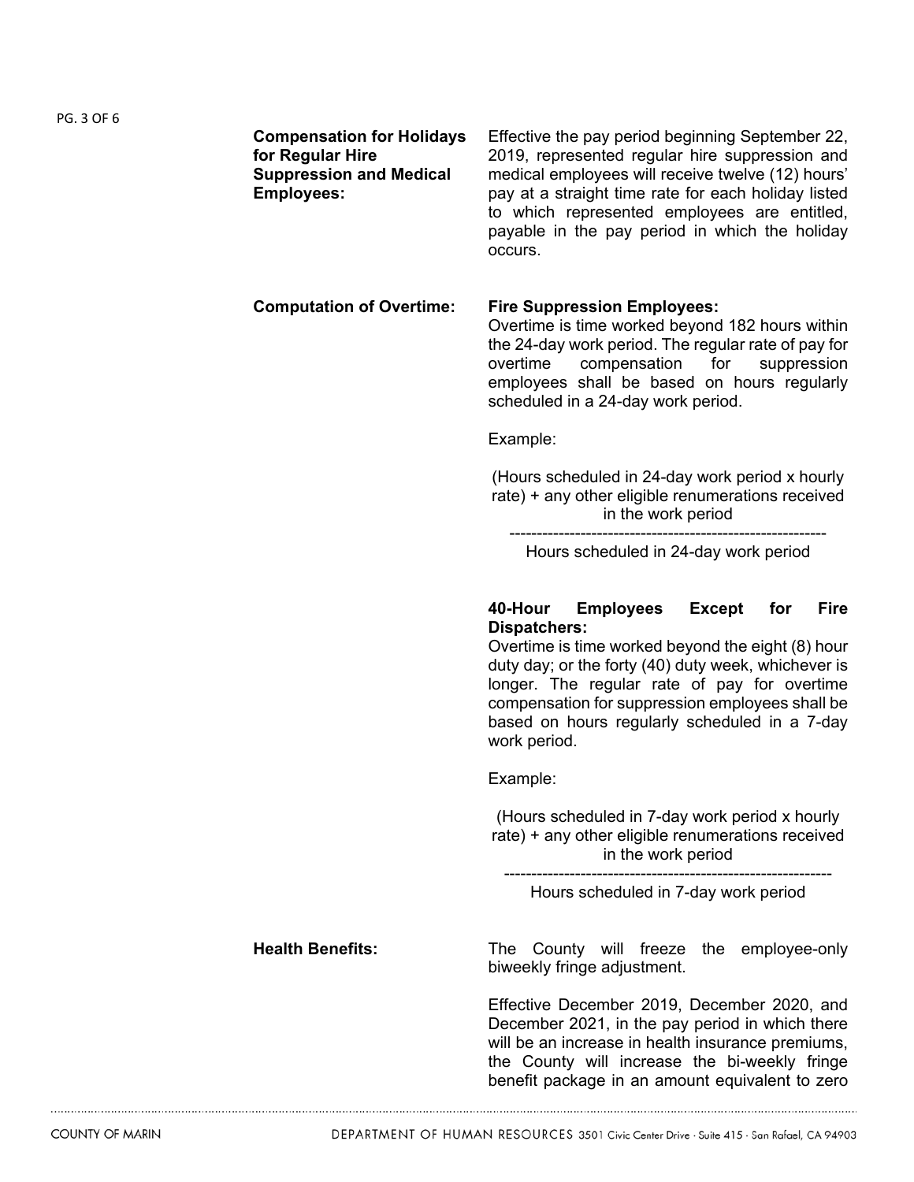**Compensation for Holidays for Regular Hire Suppression and Medical Employees:**

Effective the pay period beginning September 22, 2019, represented regular hire suppression and medical employees will receive twelve (12) hours' pay at a straight time rate for each holiday listed to which represented employees are entitled, payable in the pay period in which the holiday occurs.

**Computation of Overtime:**

**Fire Suppression Employees:**
Overtime is time worked beyond 182 hours within the 24-day work period. The regular rate of pay for overtime compensation for suppression employees shall be based on hours regularly scheduled in a 24-day work period.

Example:

$$\frac{(\text{Hours scheduled in 24-day work period} \times \text{hourly rate}) + \text{any other eligible renumerations received in the work period}}{\text{Hours scheduled in 24-day work period}}$$

**40-Hour Employees Except for Fire Dispatchers:**
Overtime is time worked beyond the eight (8) hour duty day; or the forty (40) duty week, whichever is longer. The regular rate of pay for overtime compensation for suppression employees shall be based on hours regularly scheduled in a 7-day work period.

Example:

$$\frac{(\text{Hours scheduled in 7-day work period} \times \text{hourly rate}) + \text{any other eligible renumerations received in the work period}}{\text{Hours scheduled in 7-day work period}}$$

**Health Benefits:**

The County will freeze the employee-only biweekly fringe adjustment.

Effective December 2019, December 2020, and December 2021, in the pay period in which there will be an increase in health insurance premiums, the County will increase the bi-weekly fringe benefit package in an amount equivalent to zero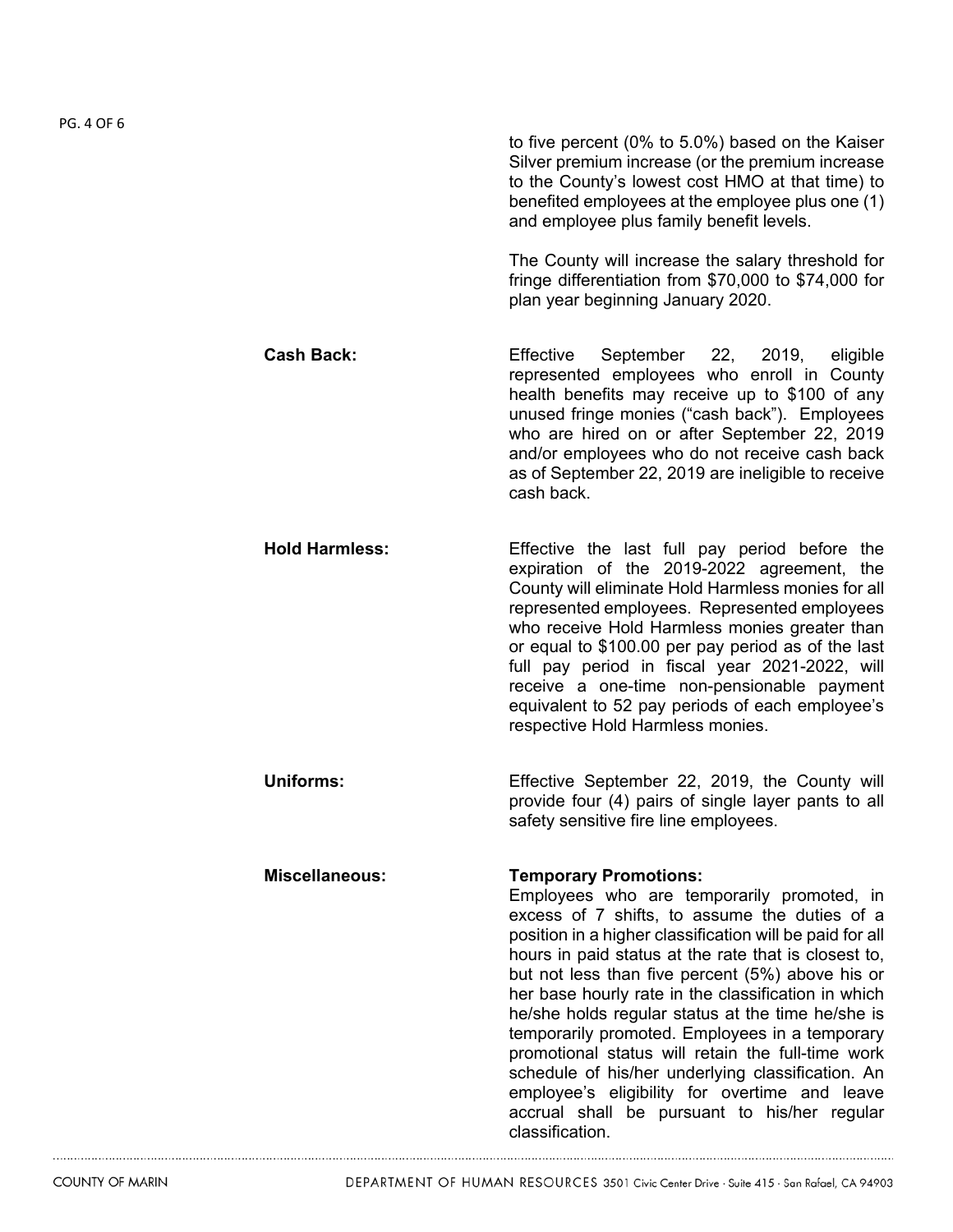to five percent (0% to 5.0%) based on the Kaiser Silver premium increase (or the premium increase to the County's lowest cost HMO at that time) to benefited employees at the employee plus one (1) and employee plus family benefit levels.

The County will increase the salary threshold for fringe differentiation from $70,000 to $74,000 for plan year beginning January 2020.

**Cash Back:**

Effective September 22, 2019, eligible represented employees who enroll in County health benefits may receive up to $100 of any unused fringe monies ("cash back"). Employees who are hired on or after September 22, 2019 and/or employees who do not receive cash back as of September 22, 2019 are ineligible to receive cash back.

**Hold Harmless:**

Effective the last full pay period before the expiration of the 2019-2022 agreement, the County will eliminate Hold Harmless monies for all represented employees. Represented employees who receive Hold Harmless monies greater than or equal to $100.00 per pay period as of the last full pay period in fiscal year 2021-2022, will receive a one-time non-pensionable payment equivalent to 52 pay periods of each employee's respective Hold Harmless monies.

**Uniforms:**

Effective September 22, 2019, the County will provide four (4) pairs of single layer pants to all safety sensitive fire line employees.

**Miscellaneous:**

**Temporary Promotions:**
Employees who are temporarily promoted, in excess of 7 shifts, to assume the duties of a position in a higher classification will be paid for all hours in paid status at the rate that is closest to, but not less than five percent (5%) above his or her base hourly rate in the classification in which he/she holds regular status at the time he/she is temporarily promoted. Employees in a temporary promotional status will retain the full-time work schedule of his/her underlying classification. An employee's eligibility for overtime and leave accrual shall be pursuant to his/her regular classification.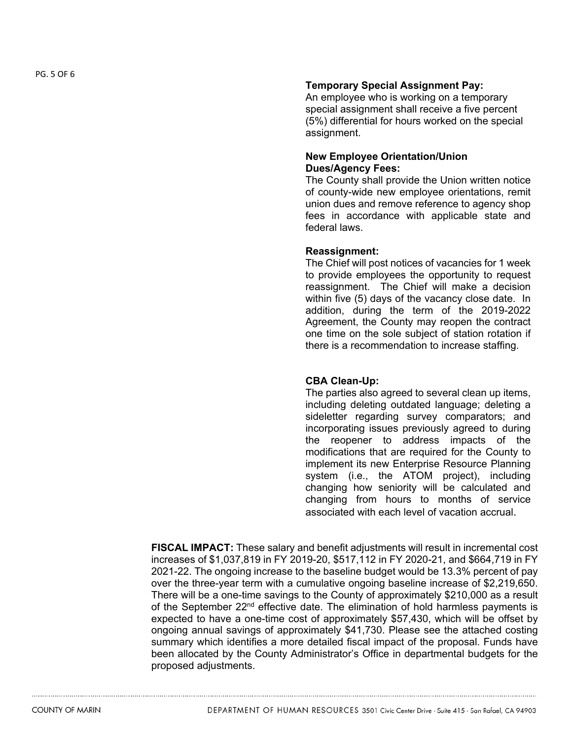**Temporary Special Assignment Pay:**
An employee who is working on a temporary special assignment shall receive a five percent (5%) differential for hours worked on the special assignment.

**New Employee Orientation/Union Dues/Agency Fees:**
The County shall provide the Union written notice of county-wide new employee orientations, remit union dues and remove reference to agency shop fees in accordance with applicable state and federal laws.

**Reassignment:**
The Chief will post notices of vacancies for 1 week to provide employees the opportunity to request reassignment. The Chief will make a decision within five (5) days of the vacancy close date. In addition, during the term of the 2019-2022 Agreement, the County may reopen the contract one time on the sole subject of station rotation if there is a recommendation to increase staffing.

**CBA Clean-Up:**
The parties also agreed to several clean up items, including deleting outdated language; deleting a sideletter regarding survey comparators; and incorporating issues previously agreed to during the reopener to address impacts of the modifications that are required for the County to implement its new Enterprise Resource Planning system (i.e., the ATOM project), including changing how seniority will be calculated and changing from hours to months of service associated with each level of vacation accrual.

**FISCAL IMPACT:** These salary and benefit adjustments will result in incremental cost increases of $1,037,819 in FY 2019-20, $517,112 in FY 2020-21, and $664,719 in FY 2021-22. The ongoing increase to the baseline budget would be 13.3% percent of pay over the three-year term with a cumulative ongoing baseline increase of $2,219,650. There will be a one-time savings to the County of approximately $210,000 as a result of the September 22nd effective date. The elimination of hold harmless payments is expected to have a one-time cost of approximately $57,430, which will be offset by ongoing annual savings of approximately $41,730. Please see the attached costing summary which identifies a more detailed fiscal impact of the proposal. Funds have been allocated by the County Administrator's Office in departmental budgets for the proposed adjustments.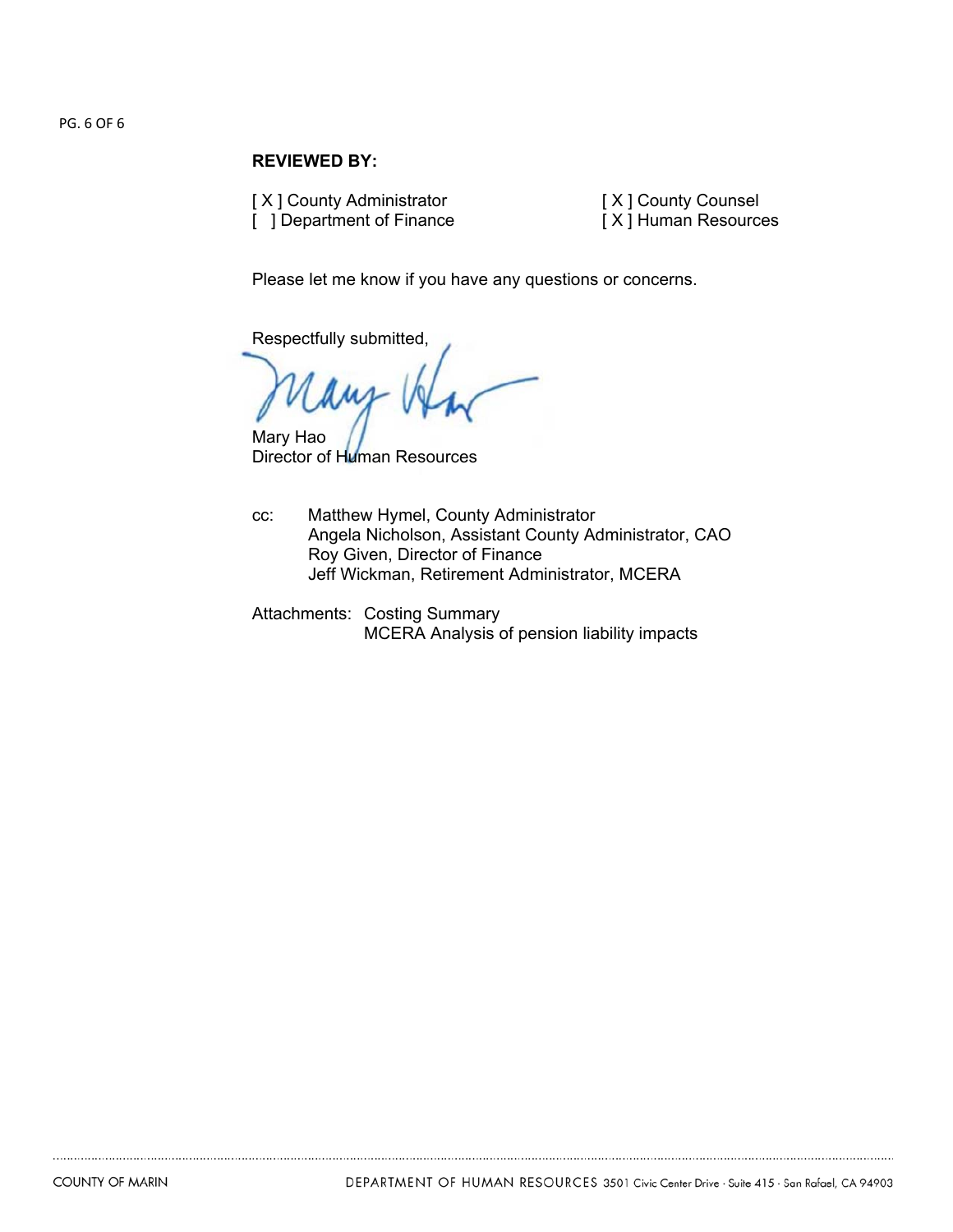**REVIEWED BY:**

[ X ] County Administrator
[ ] Department of Finance
[ X ] County Counsel
[ X ] Human Resources

Please let me know if you have any questions or concerns.

Respectfully submitted,

Mary Hao
Director of Human Resources

cc: Matthew Hymel, County Administrator
Angela Nicholson, Assistant County Administrator, CAO
Roy Given, Director of Finance
Jeff Wickman, Retirement Administrator, MCERA

Attachments: Costing Summary
MCERA Analysis of pension liability impacts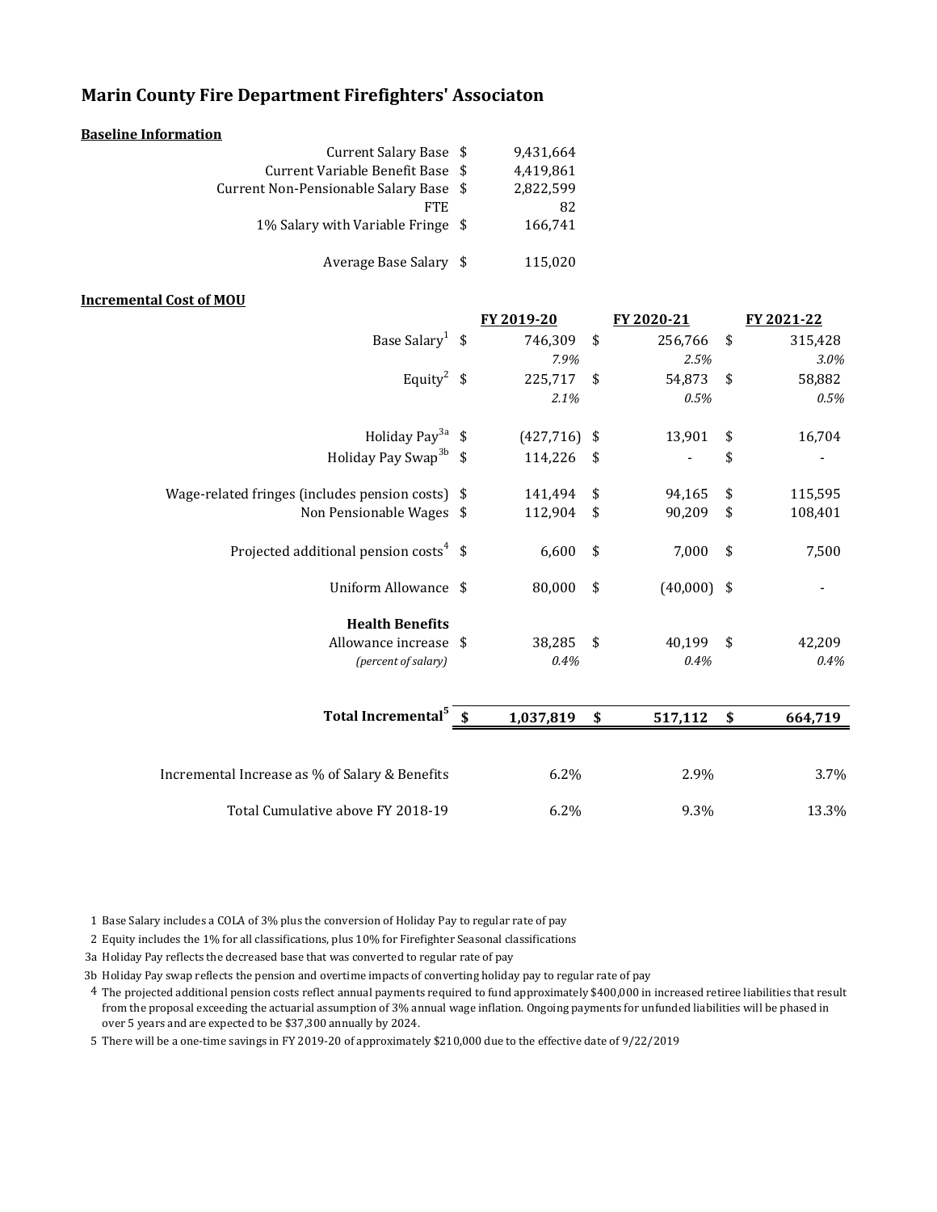# Marin County Fire Department Firefighters' Associaton

**Baseline Information**

| | | |
|---|---|---|
| Current Salary Base | $ | 9,431,664 |
| Current Variable Benefit Base | $ | 4,419,861 |
| Current Non-Pensionable Salary Base | $ | 2,822,599 |
| FTE | | 82 |
| 1% Salary with Variable Fringe | $ | 166,741 |
| Average Base Salary | $ | 115,020 |

**Incremental Cost of MOU**

| | FY 2019-20 | FY 2020-21 | FY 2021-22 |
|---|---|---|---|
| Base Salary[1] | $ 746,309 | $ 256,766 | $ 315,428 |
| | *7.9%* | *2.5%* | *3.0%* |
| Equity[2] | $ 225,717 | $ 54,873 | $ 58,882 |
| | *2.1%* | *0.5%* | *0.5%* |
| Holiday Pay[3a] | $ (427,716) | $ 13,901 | $ 16,704 |
| Holiday Pay Swap[3b] | $ 114,226 | $ - | $ - |
| Wage-related fringes (includes pension costs) | $ 141,494 | $ 94,165 | $ 115,595 |
| Non Pensionable Wages | $ 112,904 | $ 90,209 | $ 108,401 |
| Projected additional pension costs[4] | $ 6,600 | $ 7,000 | $ 7,500 |
| Uniform Allowance | $ 80,000 | $ (40,000) | $ - |
| **Health Benefits** | | | |
| Allowance increase | $ 38,285 | $ 40,199 | $ 42,209 |
| *(percent of salary)* | *0.4%* | *0.4%* | *0.4%* |
| **Total Incremental[5]** | **$ 1,037,819** | **$ 517,112** | **$ 664,719** |
| Incremental Increase as % of Salary & Benefits | 6.2% | 2.9% | 3.7% |
| Total Cumulative above FY 2018-19 | 6.2% | 9.3% | 13.3% |

1 Base Salary includes a COLA of 3% plus the conversion of Holiday Pay to regular rate of pay

2 Equity includes the 1% for all classifications, plus 10% for Firefighter Seasonal classifications

3a Holiday Pay reflects the decreased base that was converted to regular rate of pay

3b Holiday Pay swap reflects the pension and overtime impacts of converting holiday pay to regular rate of pay

4 The projected additional pension costs reflect annual payments required to fund approximately $400,000 in increased retiree liabilities that result from the proposal exceeding the actuarial assumption of 3% annual wage inflation. Ongoing payments for unfunded liabilities will be phased in over 5 years and are expected to be $37,300 annually by 2024.

5 There will be a one-time savings in FY 2019-20 of approximately $210,000 due to the effective date of 9/22/2019